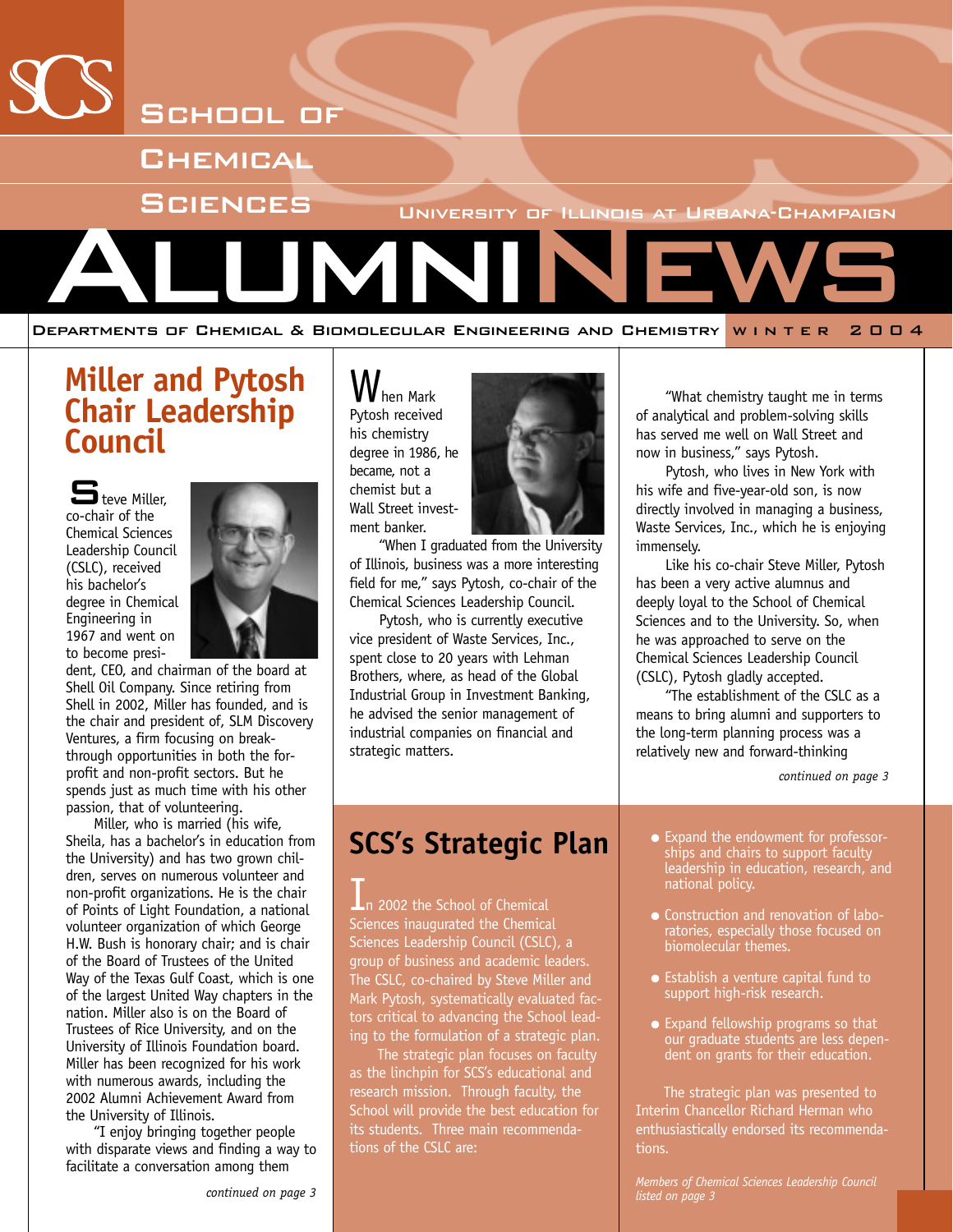# School of Chemical Sciences

University of Illinois at Urbana-Champaign

# ALUMNI NEWS

Departments of Chemical & Biomolecular Engineering and Chemistry — Winter 2004

## Miller and Pytosh Chair Leadership Council

Steve Miller, co-chair of the Chemical Sciences Leadership Council (CSLC), received his bachelor's degree in Chemical Engineering in 1967 and went on to become president, CEO, and chairman of the board at Shell Oil Company. Since retiring from Shell in 2002, Miller has founded, and is the chair and president of, SLM Discovery Ventures, a firm focusing on breakthrough opportunities in both the for-profit and non-profit sectors. But he spends just as much time with his other passion, that of volunteering.

Miller, who is married (his wife, Sheila, has a bachelor's in education from the University) and has two grown children, serves on numerous volunteer and non-profit organizations. He is the chair of Points of Light Foundation, a national volunteer organization of which George H.W. Bush is honorary chair; and is chair of the Board of Trustees of the United Way of the Texas Gulf Coast, which is one of the largest United Way chapters in the nation. Miller also is on the Board of Trustees of Rice University, and on the University of Illinois Foundation board. Miller has been recognized for his work with numerous awards, including the 2002 Alumni Achievement Award from the University of Illinois.

"I enjoy bringing together people with disparate views and finding a way to facilitate a conversation among them

*continued on page 3*

When Mark Pytosh received his chemistry degree in 1986, he became, not a chemist but a Wall Street investment banker.

"When I graduated from the University of Illinois, business was a more interesting field for me," says Pytosh, co-chair of the Chemical Sciences Leadership Council.

Pytosh, who is currently executive vice president of Waste Services, Inc., spent close to 20 years with Lehman Brothers, where, as head of the Global Industrial Group in Investment Banking, he advised the senior management of industrial companies on financial and strategic matters.

"What chemistry taught me in terms of analytical and problem-solving skills has served me well on Wall Street and now in business," says Pytosh.

Pytosh, who lives in New York with his wife and five-year-old son, is now directly involved in managing a business, Waste Services, Inc., which he is enjoying immensely.

Like his co-chair Steve Miller, Pytosh has been a very active alumnus and deeply loyal to the School of Chemical Sciences and to the University. So, when he was approached to serve on the Chemical Sciences Leadership Council (CSLC), Pytosh gladly accepted.

"The establishment of the CSLC as a means to bring alumni and supporters to the long-term planning process was a relatively new and forward-thinking

*continued on page 3*

## SCS's Strategic Plan

In 2002 the School of Chemical Sciences inaugurated the Chemical Sciences Leadership Council (CSLC), a group of business and academic leaders. The CSLC, co-chaired by Steve Miller and Mark Pytosh, systematically evaluated factors critical to advancing the School leading to the formulation of a strategic plan.

The strategic plan focuses on faculty as the linchpin for SCS's educational and research mission. Through faculty, the School will provide the best education for its students. Three main recommendations of the CSLC are:

- Expand the endowment for professorships and chairs to support faculty leadership in education, research, and national policy.
- Construction and renovation of laboratories, especially those focused on biomolecular themes.
- Establish a venture capital fund to support high-risk research.
- Expand fellowship programs so that our graduate students are less dependent on grants for their education.

The strategic plan was presented to Interim Chancellor Richard Herman who enthusiastically endorsed its recommendations.

*Members of Chemical Sciences Leadership Council listed on page 3*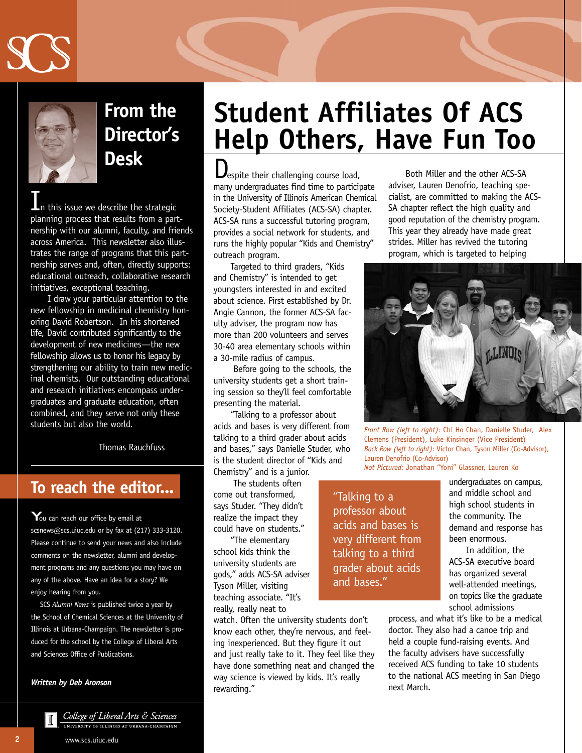## From the Director's Desk

In this issue we describe the strategic planning process that results from a partnership with our alumni, faculty, and friends across America. This newsletter also illustrates the range of programs that this partnership serves and, often, directly supports: educational outreach, collaborative research initiatives, exceptional teaching.

I draw your particular attention to the new fellowship in medicinal chemistry honoring David Robertson. In his shortened life, David contributed significantly to the development of new medicines—the new fellowship allows us to honor his legacy by strengthening our ability to train new medicinal chemists. Our outstanding educational and research initiatives encompass undergraduates and graduate education, often combined, and they serve not only these students but also the world.

Thomas Rauchfuss

## To reach the editor...

You can reach our office by email at scsnews@scs.uiuc.edu or by fax at (217) 333-3120. Please continue to send your news and also include comments on the newsletter, alumni and development programs and any questions you may have on any of the above. Have an idea for a story? We enjoy hearing from you.

SCS *Alumni News* is published twice a year by the School of Chemical Sciences at the University of Illinois at Urbana-Champaign. The newsletter is produced for the school by the College of Liberal Arts and Sciences Office of Publications.

***Written by Deb Aronson***

# Student Affiliates Of ACS Help Others, Have Fun Too

Despite their challenging course load, many undergraduates find time to participate in the University of Illinois American Chemical Society-Student Affiliates (ACS-SA) chapter. ACS-SA runs a successful tutoring program, provides a social network for students, and runs the highly popular "Kids and Chemistry" outreach program.

Targeted to third graders, "Kids and Chemistry" is intended to get youngsters interested in and excited about science. First established by Dr. Angie Cannon, the former ACS-SA faculty adviser, the program now has more than 200 volunteers and serves 30-40 area elementary schools within a 30-mile radius of campus.

Before going to the schools, the university students get a short training session so they'll feel comfortable presenting the material.

"Talking to a professor about acids and bases is very different from talking to a third grader about acids and bases," says Danielle Studer, who is the student director of "Kids and Chemistry" and is a junior.

The students often come out transformed, says Studer. "They didn't realize the impact they could have on students."

"The elementary school kids think the university students are gods," adds ACS-SA adviser Tyson Miller, visiting teaching associate. "It's really, really neat to watch. Often the university students don't know each other, they're nervous, and feeling inexperienced. But they figure it out and just really take to it. They feel like they have done something neat and changed the way science is viewed by kids. It's really rewarding."

> "Talking to a professor about acids and bases is very different from talking to a third grader about acids and bases."

Both Miller and the other ACS-SA adviser, Lauren Denofrio, teaching specialist, are committed to making the ACS-SA chapter reflect the high quality and good reputation of the chemistry program. This year they already have made great strides. Miller has revived the tutoring program, which is targeted to helping undergraduates on campus, and middle school and high school students in the community. The demand and response has been enormous.

*Front Row (left to right):* Chi Ho Chan, Danielle Studer, Alex Clemens (President), Luke Kinsinger (Vice President)
*Back Row (left to right):* Victor Chan, Tyson Miller (Co-Advisor), Lauren Denofrio (Co-Advisor)
*Not Pictured:* Jonathan "Yoni" Glassner, Lauren Ko

In addition, the ACS-SA executive board has organized several well-attended meetings, on topics like the graduate school admissions process, and what it's like to be a medical doctor. They also had a canoe trip and held a couple fund-raising events. And the faculty advisers have successfully received ACS funding to take 10 students to the national ACS meeting in San Diego next March.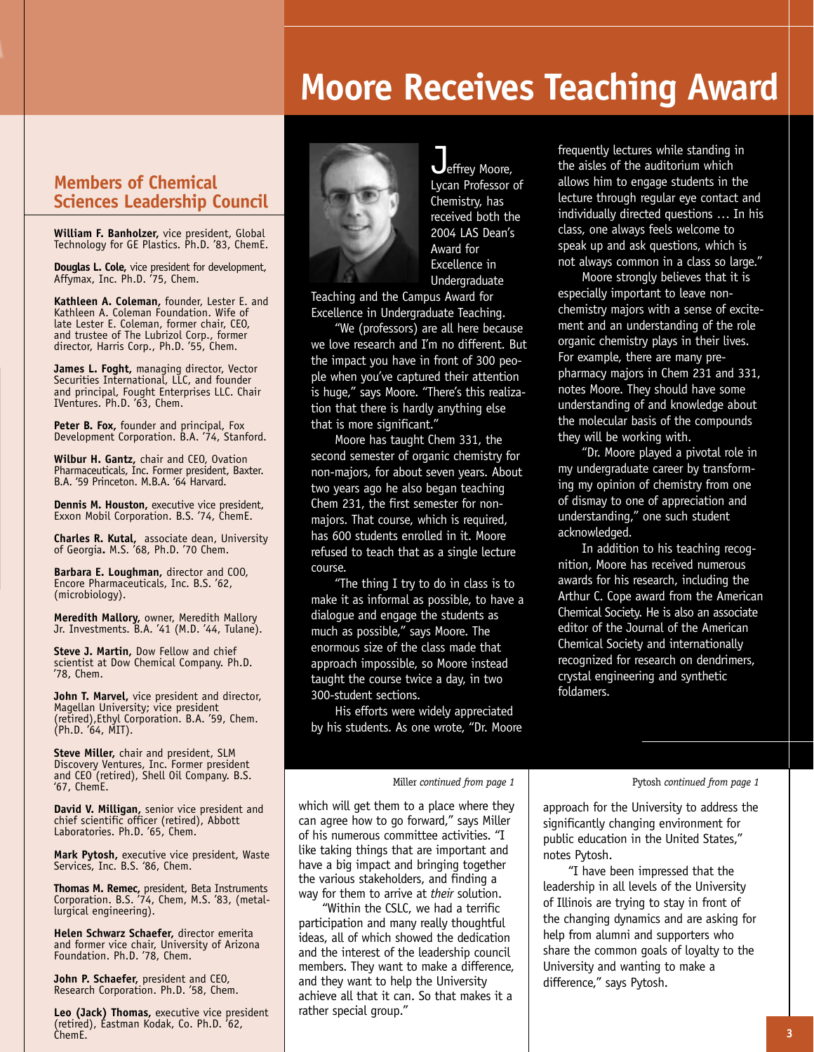# Moore Receives Teaching Award

Jeffrey Moore, Lycan Professor of Chemistry, has received both the 2004 LAS Dean's Award for Excellence in Undergraduate Teaching and the Campus Award for Excellence in Undergraduate Teaching.

"We (professors) are all here because we love research and I'm no different. But the impact you have in front of 300 people when you've captured their attention is huge," says Moore. "There's this realization that there is hardly anything else that is more significant."

Moore has taught Chem 331, the second semester of organic chemistry for non-majors, for about seven years. About two years ago he also began teaching Chem 231, the first semester for non-majors. That course, which is required, has 600 students enrolled in it. Moore refused to teach that as a single lecture course.

"The thing I try to do in class is to make it as informal as possible, to have a dialogue and engage the students as much as possible," says Moore. The enormous size of the class made that approach impossible, so Moore instead taught the course twice a day, in two 300-student sections.

His efforts were widely appreciated by his students. As one wrote, "Dr. Moore frequently lectures while standing in the aisles of the auditorium which allows him to engage students in the lecture through regular eye contact and individually directed questions … In his class, one always feels welcome to speak up and ask questions, which is not always common in a class so large."

Moore strongly believes that it is especially important to leave non-chemistry majors with a sense of excitement and an understanding of the role organic chemistry plays in their lives. For example, there are many pre-pharmacy majors in Chem 231 and 331, notes Moore. They should have some understanding of and knowledge about the molecular basis of the compounds they will be working with.

"Dr. Moore played a pivotal role in my undergraduate career by transforming my opinion of chemistry from one of dismay to one of appreciation and understanding," one such student acknowledged.

In addition to his teaching recognition, Moore has received numerous awards for his research, including the Arthur C. Cope award from the American Chemical Society. He is also an associate editor of the Journal of the American Chemical Society and internationally recognized for research on dendrimers, crystal engineering and synthetic foldamers.

## Members of Chemical Sciences Leadership Council

**William F. Banholzer,** vice president, Global Technology for GE Plastics. Ph.D. '83, ChemE.

**Douglas L. Cole,** vice president for development, Affymax, Inc. Ph.D. '75, Chem.

**Kathleen A. Coleman,** founder, Lester E. and Kathleen A. Coleman Foundation. Wife of late Lester E. Coleman, former chair, CEO, and trustee of The Lubrizol Corp., former director, Harris Corp., Ph.D. '55, Chem.

**James L. Foght,** managing director, Vector Securities International, LLC, and founder and principal, Fought Enterprises LLC. Chair IVentures. Ph.D. '63, Chem.

**Peter B. Fox,** founder and principal, Fox Development Corporation. B.A. '74, Stanford.

**Wilbur H. Gantz,** chair and CEO, Ovation Pharmaceuticals, Inc. Former president, Baxter. B.A. '59 Princeton. M.B.A. '64 Harvard.

**Dennis M. Houston,** executive vice president, Exxon Mobil Corporation. B.S. '74, ChemE.

**Charles R. Kutal,** associate dean, University of Georgia**.** M.S. '68, Ph.D. '70 Chem.

**Barbara E. Loughman,** director and COO, Encore Pharmaceuticals, Inc. B.S. '62, (microbiology).

**Meredith Mallory,** owner, Meredith Mallory Jr. Investments. B.A. '41 (M.D. '44, Tulane).

**Steve J. Martin,** Dow Fellow and chief scientist at Dow Chemical Company. Ph.D. '78, Chem.

**John T. Marvel,** vice president and director, Magellan University; vice president (retired),Ethyl Corporation. B.A. '59, Chem. (Ph.D. '64, MIT).

**Steve Miller,** chair and president, SLM Discovery Ventures, Inc. Former president and CEO (retired), Shell Oil Company. B.S. '67, ChemE.

**David V. Milligan,** senior vice president and chief scientific officer (retired), Abbott Laboratories. Ph.D. '65, Chem.

**Mark Pytosh,** executive vice president, Waste Services, Inc. B.S. '86, Chem.

**Thomas M. Remec,** president, Beta Instruments Corporation. B.S. '74, Chem, M.S. '83, (metallurgical engineering).

**Helen Schwarz Schaefer,** director emerita and former vice chair, University of Arizona Foundation. Ph.D. '78, Chem.

**John P. Schaefer,** president and CEO, Research Corporation. Ph.D. '58, Chem.

**Leo (Jack) Thomas,** executive vice president (retired), Eastman Kodak, Co. Ph.D. '62, ChemE.

Miller *continued from page 1*

which will get them to a place where they can agree how to go forward," says Miller of his numerous committee activities. "I like taking things that are important and have a big impact and bringing together the various stakeholders, and finding a way for them to arrive at *their* solution.

"Within the CSLC, we had a terrific participation and many really thoughtful ideas, all of which showed the dedication and the interest of the leadership council members. They want to make a difference, and they want to help the University achieve all that it can. So that makes it a rather special group."

Pytosh *continued from page 1*

approach for the University to address the significantly changing environment for public education in the United States," notes Pytosh.

"I have been impressed that the leadership in all levels of the University of Illinois are trying to stay in front of the changing dynamics and are asking for help from alumni and supporters who share the common goals of loyalty to the University and wanting to make a difference," says Pytosh.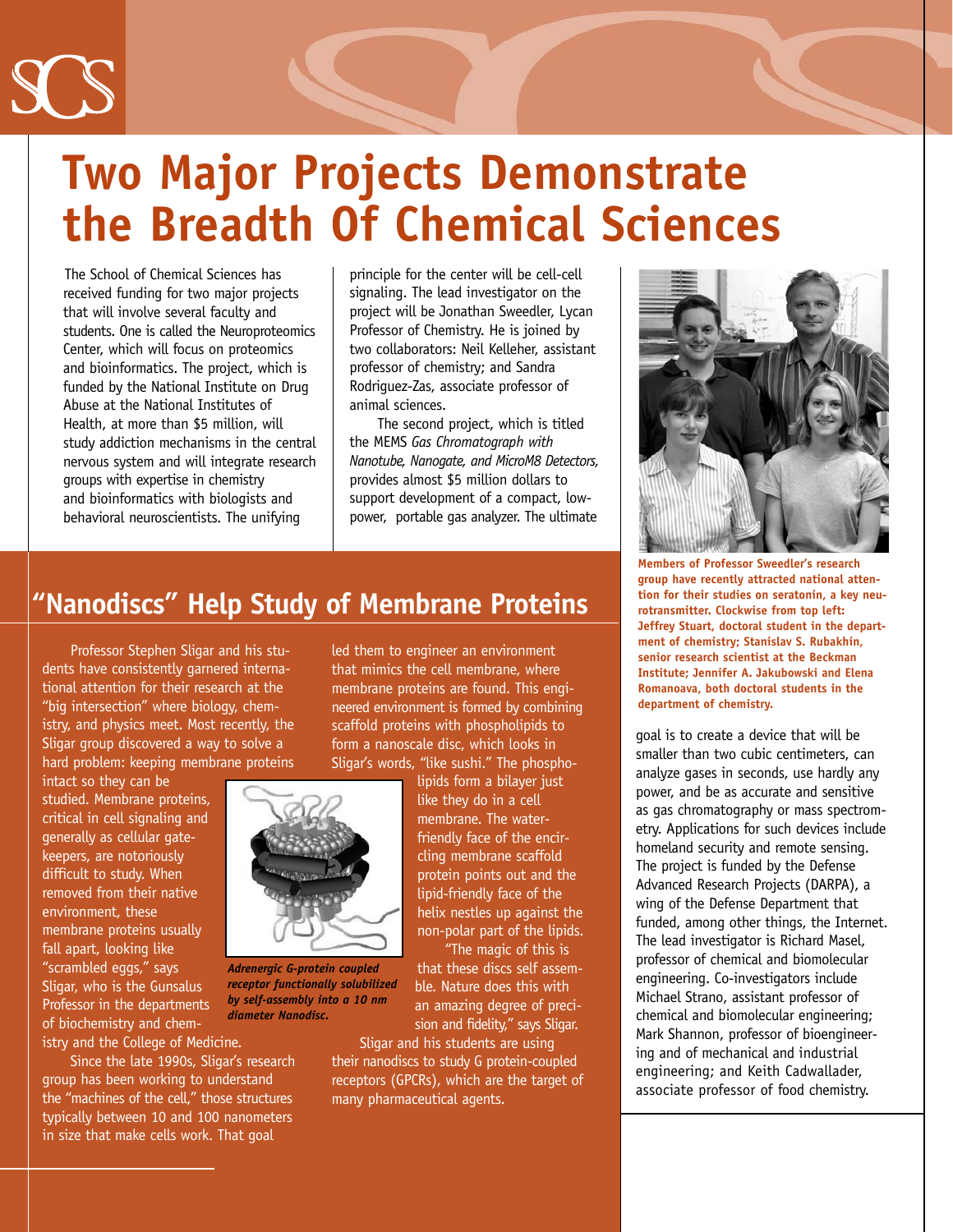# Two Major Projects Demonstrate the Breadth Of Chemical Sciences

The School of Chemical Sciences has received funding for two major projects that will involve several faculty and students. One is called the Neuroproteomics Center, which will focus on proteomics and bioinformatics. The project, which is funded by the National Institute on Drug Abuse at the National Institutes of Health, at more than $5 million, will study addiction mechanisms in the central nervous system and will integrate research groups with expertise in chemistry and bioinformatics with biologists and behavioral neuroscientists. The unifying principle for the center will be cell-cell signaling. The lead investigator on the project will be Jonathan Sweedler, Lycan Professor of Chemistry. He is joined by two collaborators: Neil Kelleher, assistant professor of chemistry; and Sandra Rodriguez-Zas, associate professor of animal sciences.

The second project, which is titled the MEMS *Gas Chromatograph with Nanotube, Nanogate, and MicroM8 Detectors,* provides almost $5 million dollars to support development of a compact, low-power, portable gas analyzer. The ultimate goal is to create a device that will be smaller than two cubic centimeters, can analyze gases in seconds, use hardly any power, and be as accurate and sensitive as gas chromatography or mass spectrometry. Applications for such devices include homeland security and remote sensing. The project is funded by the Defense Advanced Research Projects (DARPA), a wing of the Defense Department that funded, among other things, the Internet. The lead investigator is Richard Masel, professor of chemical and biomolecular engineering. Co-investigators include Michael Strano, assistant professor of chemical and biomolecular engineering; Mark Shannon, professor of bioengineering and of mechanical and industrial engineering; and Keith Cadwallader, associate professor of food chemistry.

**Members of Professor Sweedler's research group have recently attracted national attention for their studies on seratonin, a key neurotransmitter. Clockwise from top left: Jeffrey Stuart, doctoral student in the department of chemistry; Stanislav S. Rubakhin, senior research scientist at the Beckman Institute; Jennifer A. Jakubowski and Elena Romanoava, both doctoral students in the department of chemistry.**

## "Nanodiscs" Help Study of Membrane Proteins

Professor Stephen Sligar and his students have consistently garnered international attention for their research at the "big intersection" where biology, chemistry, and physics meet. Most recently, the Sligar group discovered a way to solve a hard problem: keeping membrane proteins intact so they can be studied. Membrane proteins, critical in cell signaling and generally as cellular gatekeepers, are notoriously difficult to study. When removed from their native environment, these membrane proteins usually fall apart, looking like "scrambled eggs," says Sligar, who is the Gunsalus Professor in the departments of biochemistry and chemistry and the College of Medicine.

Since the late 1990s, Sligar's research group has been working to understand the "machines of the cell," those structures typically between 10 and 100 nanometers in size that make cells work. That goal led them to engineer an environment that mimics the cell membrane, where membrane proteins are found. This engineered environment is formed by combining scaffold proteins with phospholipids to form a nanoscale disc, which looks in Sligar's words, "like sushi." The phospholipids form a bilayer just like they do in a cell membrane. The water-friendly face of the encircling membrane scaffold protein points out and the lipid-friendly face of the helix nestles up against the non-polar part of the lipids.

*Adrenergic G-protein coupled receptor functionally solubilized by self-assembly into a 10 nm diameter Nanodisc.*

"The magic of this is that these discs self assemble. Nature does this with an amazing degree of precision and fidelity," says Sligar.

Sligar and his students are using their nanodiscs to study G protein-coupled receptors (GPCRs), which are the target of many pharmaceutical agents.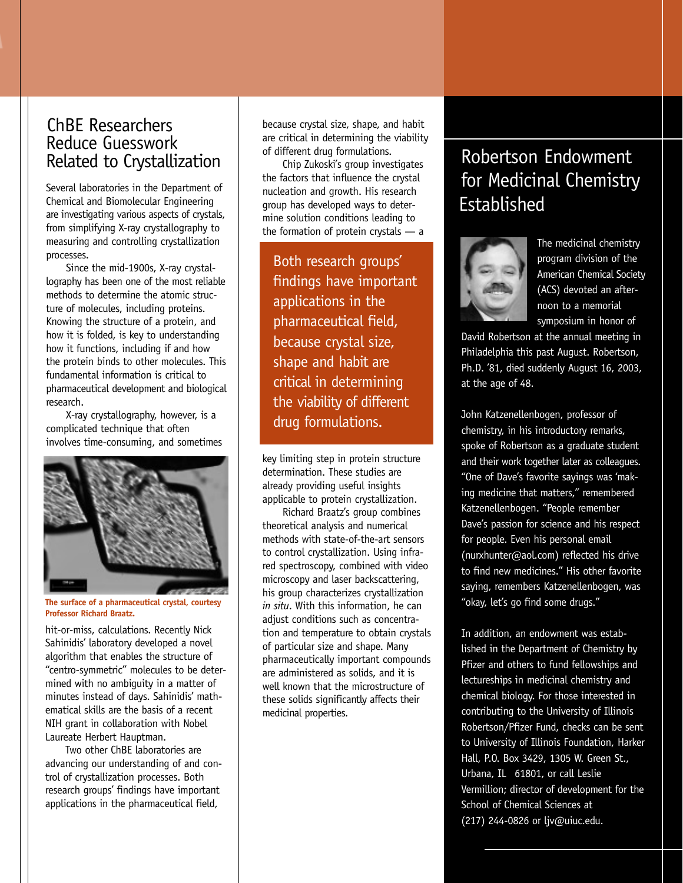## ChBE Researchers Reduce Guesswork Related to Crystallization

Several laboratories in the Department of Chemical and Biomolecular Engineering are investigating various aspects of crystals, from simplifying X-ray crystallography to measuring and controlling crystallization processes.

Since the mid-1900s, X-ray crystallography has been one of the most reliable methods to determine the atomic structure of molecules, including proteins. Knowing the structure of a protein, and how it is folded, is key to understanding how it functions, including if and how the protein binds to other molecules. This fundamental information is critical to pharmaceutical development and biological research.

X-ray crystallography, however, is a complicated technique that often involves time-consuming, and sometimes hit-or-miss, calculations. Recently Nick Sahinidis' laboratory developed a novel algorithm that enables the structure of "centro-symmetric" molecules to be determined with no ambiguity in a matter of minutes instead of days. Sahinidis' mathematical skills are the basis of a recent NIH grant in collaboration with Nobel Laureate Herbert Hauptman.

**The surface of a pharmaceutical crystal, courtesy Professor Richard Braatz.**

Two other ChBE laboratories are advancing our understanding of and control of crystallization processes. Both research groups' findings have important applications in the pharmaceutical field, because crystal size, shape, and habit are critical in determining the viability of different drug formulations.

Chip Zukoski's group investigates the factors that influence the crystal nucleation and growth. His research group has developed ways to determine solution conditions leading to the formation of protein crystals — a key limiting step in protein structure determination. These studies are already providing useful insights applicable to protein crystallization.

> Both research groups' findings have important applications in the pharmaceutical field, because crystal size, shape and habit are critical in determining the viability of different drug formulations.

Richard Braatz's group combines theoretical analysis and numerical methods with state-of-the-art sensors to control crystallization. Using infrared spectroscopy, combined with video microscopy and laser backscattering, his group characterizes crystallization *in situ*. With this information, he can adjust conditions such as concentration and temperature to obtain crystals of particular size and shape. Many pharmaceutically important compounds are administered as solids, and it is well known that the microstructure of these solids significantly affects their medicinal properties.

## Robertson Endowment for Medicinal Chemistry Established

The medicinal chemistry program division of the American Chemical Society (ACS) devoted an afternoon to a memorial symposium in honor of David Robertson at the annual meeting in Philadelphia this past August. Robertson, Ph.D. '81, died suddenly August 16, 2003, at the age of 48.

John Katzenellenbogen, professor of chemistry, in his introductory remarks, spoke of Robertson as a graduate student and their work together later as colleagues. "One of Dave's favorite sayings was 'making medicine that matters,'' remembered Katzenellenbogen. "People remember Dave's passion for science and his respect for people. Even his personal email (nurxhunter@aol.com) reflected his drive to find new medicines." His other favorite saying, remembers Katzenellenbogen, was "okay, let's go find some drugs."

In addition, an endowment was established in the Department of Chemistry by Pfizer and others to fund fellowships and lectureships in medicinal chemistry and chemical biology. For those interested in contributing to the University of Illinois Robertson/Pfizer Fund, checks can be sent to University of Illinois Foundation, Harker Hall, P.O. Box 3429, 1305 W. Green St., Urbana, IL 61801, or call Leslie Vermillion; director of development for the School of Chemical Sciences at (217) 244-0826 or ljv@uiuc.edu.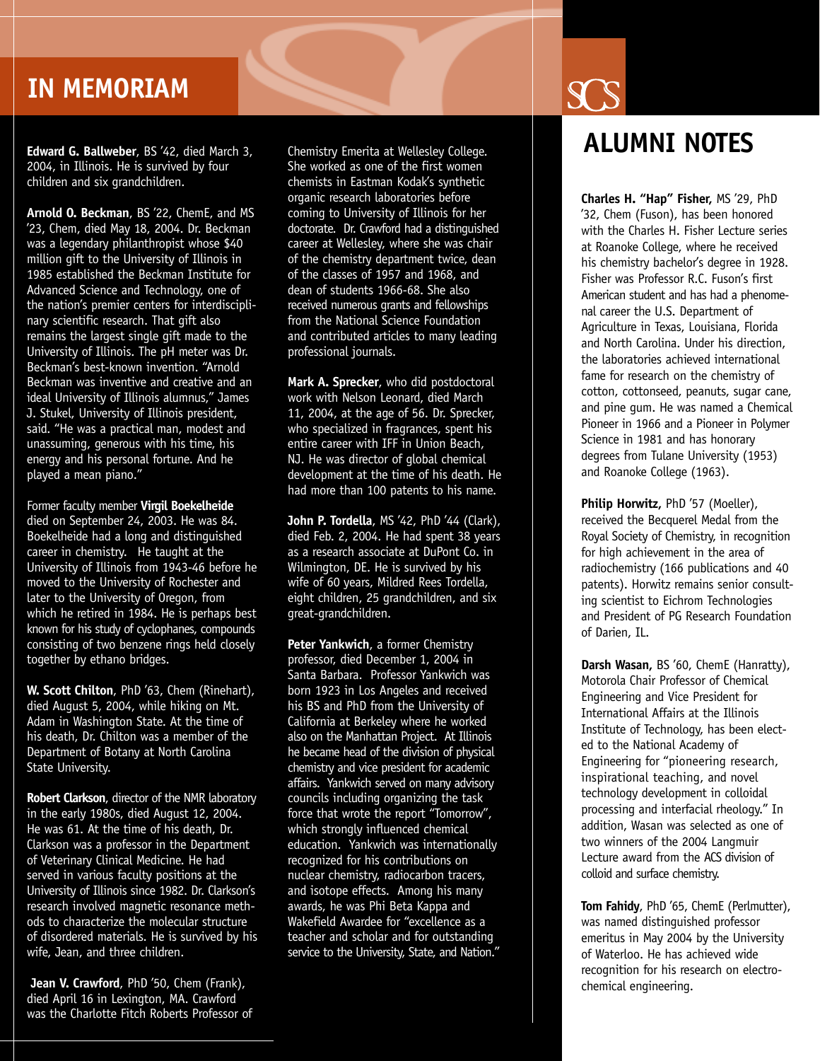# IN MEMORIAM

**Edward G. Ballweber**, BS '42, died March 3, 2004, in Illinois. He is survived by four children and six grandchildren.

**Arnold O. Beckman**, BS '22, ChemE, and MS '23, Chem, died May 18, 2004. Dr. Beckman was a legendary philanthropist whose $40 million gift to the University of Illinois in 1985 established the Beckman Institute for Advanced Science and Technology, one of the nation's premier centers for interdisciplinary scientific research. That gift also remains the largest single gift made to the University of Illinois. The pH meter was Dr. Beckman's best-known invention. "Arnold Beckman was inventive and creative and an ideal University of Illinois alumnus," James J. Stukel, University of Illinois president, said. "He was a practical man, modest and unassuming, generous with his time, his energy and his personal fortune. And he played a mean piano."

Former faculty member **Virgil Boekelheide** died on September 24, 2003. He was 84. Boekelheide had a long and distinguished career in chemistry. He taught at the University of Illinois from 1943-46 before he moved to the University of Rochester and later to the University of Oregon, from which he retired in 1984. He is perhaps best known for his study of cyclophanes, compounds consisting of two benzene rings held closely together by ethano bridges.

**W. Scott Chilton**, PhD '63, Chem (Rinehart), died August 5, 2004, while hiking on Mt. Adam in Washington State. At the time of his death, Dr. Chilton was a member of the Department of Botany at North Carolina State University.

**Robert Clarkson**, director of the NMR laboratory in the early 1980s, died August 12, 2004. He was 61. At the time of his death, Dr. Clarkson was a professor in the Department of Veterinary Clinical Medicine. He had served in various faculty positions at the University of Illinois since 1982. Dr. Clarkson's research involved magnetic resonance methods to characterize the molecular structure of disordered materials. He is survived by his wife, Jean, and three children.

**Jean V. Crawford**, PhD '50, Chem (Frank), died April 16 in Lexington, MA. Crawford was the Charlotte Fitch Roberts Professor of Chemistry Emerita at Wellesley College. She worked as one of the first women chemists in Eastman Kodak's synthetic organic research laboratories before coming to University of Illinois for her doctorate. Dr. Crawford had a distinguished career at Wellesley, where she was chair of the chemistry department twice, dean of the classes of 1957 and 1968, and dean of students 1966-68. She also received numerous grants and fellowships from the National Science Foundation and contributed articles to many leading professional journals.

**Mark A. Sprecker**, who did postdoctoral work with Nelson Leonard, died March 11, 2004, at the age of 56. Dr. Sprecker, who specialized in fragrances, spent his entire career with IFF in Union Beach, NJ. He was director of global chemical development at the time of his death. He had more than 100 patents to his name.

**John P. Tordella**, MS '42, PhD '44 (Clark), died Feb. 2, 2004. He had spent 38 years as a research associate at DuPont Co. in Wilmington, DE. He is survived by his wife of 60 years, Mildred Rees Tordella, eight children, 25 grandchildren, and six great-grandchildren.

**Peter Yankwich**, a former Chemistry professor, died December 1, 2004 in Santa Barbara. Professor Yankwich was born 1923 in Los Angeles and received his BS and PhD from the University of California at Berkeley where he worked also on the Manhattan Project. At Illinois he became head of the division of physical chemistry and vice president for academic affairs. Yankwich served on many advisory councils including organizing the task force that wrote the report "Tomorrow", which strongly influenced chemical education. Yankwich was internationally recognized for his contributions on nuclear chemistry, radiocarbon tracers, and isotope effects. Among his many awards, he was Phi Beta Kappa and Wakefield Awardee for "excellence as a teacher and scholar and for outstanding service to the University, State, and Nation."

# ALUMNI NOTES

**Charles H. "Hap" Fisher,** MS '29, PhD '32, Chem (Fuson), has been honored with the Charles H. Fisher Lecture series at Roanoke College, where he received his chemistry bachelor's degree in 1928. Fisher was Professor R.C. Fuson's first American student and has had a phenomenal career the U.S. Department of Agriculture in Texas, Louisiana, Florida and North Carolina. Under his direction, the laboratories achieved international fame for research on the chemistry of cotton, cottonseed, peanuts, sugar cane, and pine gum. He was named a Chemical Pioneer in 1966 and a Pioneer in Polymer Science in 1981 and has honorary degrees from Tulane University (1953) and Roanoke College (1963).

**Philip Horwitz,** PhD '57 (Moeller), received the Becquerel Medal from the Royal Society of Chemistry, in recognition for high achievement in the area of radiochemistry (166 publications and 40 patents). Horwitz remains senior consulting scientist to Eichrom Technologies and President of PG Research Foundation of Darien, IL.

**Darsh Wasan,** BS '60, ChemE (Hanratty), Motorola Chair Professor of Chemical Engineering and Vice President for International Affairs at the Illinois Institute of Technology, has been elected to the National Academy of Engineering for "pioneering research, inspirational teaching, and novel technology development in colloidal processing and interfacial rheology." In addition, Wasan was selected as one of two winners of the 2004 Langmuir Lecture award from the ACS division of colloid and surface chemistry.

**Tom Fahidy**, PhD '65, ChemE (Perlmutter), was named distinguished professor emeritus in May 2004 by the University of Waterloo. He has achieved wide recognition for his research on electrochemical engineering.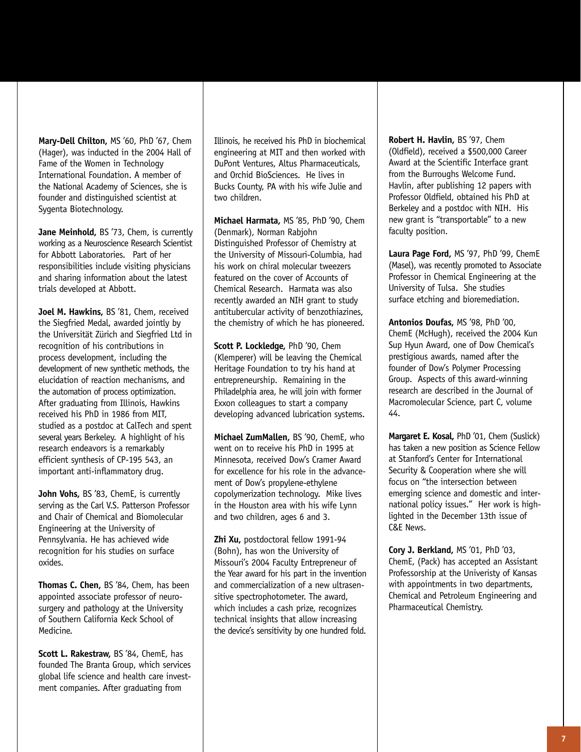**Mary-Dell Chilton,** MS '60, PhD '67, Chem (Hager), was inducted in the 2004 Hall of Fame of the Women in Technology International Foundation. A member of the National Academy of Sciences, she is founder and distinguished scientist at Sygenta Biotechnology.

**Jane Meinhold,** BS '73, Chem, is currently working as a Neuroscience Research Scientist for Abbott Laboratories. Part of her responsibilities include visiting physicians and sharing information about the latest trials developed at Abbott.

**Joel M. Hawkins,** BS '81, Chem, received the Siegfried Medal, awarded jointly by the Universität Zürich and Siegfried Ltd in recognition of his contributions in process development, including the development of new synthetic methods, the elucidation of reaction mechanisms, and the automation of process optimization. After graduating from Illinois, Hawkins received his PhD in 1986 from MIT, studied as a postdoc at CalTech and spent several years Berkeley. A highlight of his research endeavors is a remarkably efficient synthesis of CP-195 543, an important anti-inflammatory drug.

**John Vohs,** BS '83, ChemE, is currently serving as the Carl V.S. Patterson Professor and Chair of Chemical and Biomolecular Engineering at the University of Pennsylvania. He has achieved wide recognition for his studies on surface oxides.

**Thomas C. Chen,** BS '84, Chem, has been appointed associate professor of neurosurgery and pathology at the University of Southern California Keck School of Medicine.

**Scott L. Rakestraw,** BS '84, ChemE, has founded The Branta Group, which services global life science and health care investment companies. After graduating from Illinois, he received his PhD in biochemical engineering at MIT and then worked with DuPont Ventures, Altus Pharmaceuticals, and Orchid BioSciences. He lives in Bucks County, PA with his wife Julie and two children.

**Michael Harmata,** MS '85, PhD '90, Chem (Denmark), Norman Rabjohn Distinguished Professor of Chemistry at the University of Missouri-Columbia, had his work on chiral molecular tweezers featured on the cover of Accounts of Chemical Research. Harmata was also recently awarded an NIH grant to study antitubercular activity of benzothiazines, the chemistry of which he has pioneered.

**Scott P. Lockledge,** PhD '90, Chem (Klemperer) will be leaving the Chemical Heritage Foundation to try his hand at entrepreneurship. Remaining in the Philadelphia area, he will join with former Exxon colleagues to start a company developing advanced lubrication systems.

**Michael ZumMallen,** BS '90, ChemE, who went on to receive his PhD in 1995 at Minnesota, received Dow's Cramer Award for excellence for his role in the advancement of Dow's propylene-ethylene copolymerization technology. Mike lives in the Houston area with his wife Lynn and two children, ages 6 and 3.

**Zhi Xu,** postdoctoral fellow 1991-94 (Bohn), has won the University of Missouri's 2004 Faculty Entrepreneur of the Year award for his part in the invention and commercialization of a new ultrasensitive spectrophotometer. The award, which includes a cash prize, recognizes technical insights that allow increasing the device's sensitivity by one hundred fold.

**Robert H. Havlin,** BS '97, Chem (Oldfield), received a $500,000 Career Award at the Scientific Interface grant from the Burroughs Welcome Fund. Havlin, after publishing 12 papers with Professor Oldfield, obtained his PhD at Berkeley and a postdoc with NIH. His new grant is "transportable" to a new faculty position.

**Laura Page Ford,** MS '97, PhD '99, ChemE (Masel), was recently promoted to Associate Professor in Chemical Engineering at the University of Tulsa. She studies surface etching and bioremediation.

**Antonios Doufas,** MS '98, PhD '00, ChemE (McHugh), received the 2004 Kun Sup Hyun Award, one of Dow Chemical's prestigious awards, named after the founder of Dow's Polymer Processing Group. Aspects of this award-winning research are described in the Journal of Macromolecular Science, part C, volume 44.

**Margaret E. Kosal,** PhD '01, Chem (Suslick) has taken a new position as Science Fellow at Stanford's Center for International Security & Cooperation where she will focus on "the intersection between emerging science and domestic and international policy issues." Her work is highlighted in the December 13th issue of C&E News.

**Cory J. Berkland,** MS '01, PhD '03, ChemE, (Pack) has accepted an Assistant Professorship at the Univeristy of Kansas with appointments in two departments, Chemical and Petroleum Engineering and Pharmaceutical Chemistry.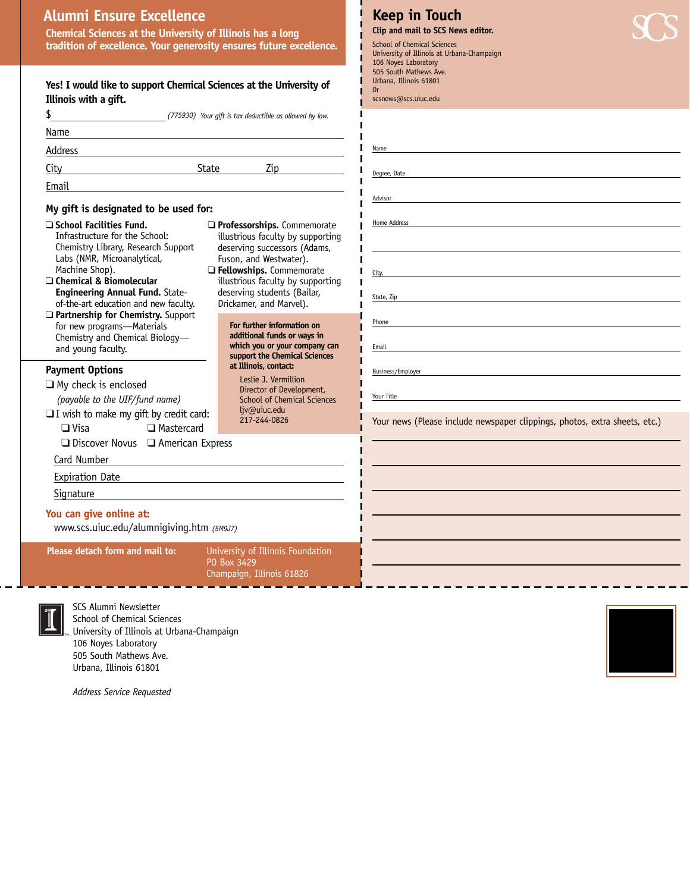## Alumni Ensure Excellence

**Chemical Sciences at the University of Illinois has a long tradition of excellence. Your generosity ensures future excellence.**

**Yes! I would like to support Chemical Sciences at the University of Illinois with a gift.**

$ ________________ (775930) *Your gift is tax deductible as allowed by law.*

Name

Address

City State Zip

Email

### My gift is designated to be used for:

- ❑ **School Facilities Fund.** Infrastructure for the School: Chemistry Library, Research Support Labs (NMR, Microanalytical, Machine Shop).
- ❑ **Chemical & Biomolecular Engineering Annual Fund.** State-of-the-art education and new faculty.
- ❑ **Partnership for Chemistry.** Support for new programs—Materials Chemistry and Chemical Biology—and young faculty.
- ❑ **Professorships.** Commemorate illustrious faculty by supporting deserving successors (Adams, Fuson, and Westwater).
- ❑ **Fellowships.** Commemorate illustrious faculty by supporting deserving students (Bailar, Drickamer, and Marvel).

**For further information on additional funds or ways in which you or your company can support the Chemical Sciences at Illinois, contact:**

Leslie J. Vermillion
Director of Development,
School of Chemical Sciences
ljv@uiuc.edu
217-244-0826

### Payment Options

❑ My check is enclosed

*(payable to the UIF/fund name)*

❑ I wish to make my gift by credit card:

❑ Visa ❑ Mastercard

❑ Discover Novus ❑ American Express

Card Number

Expiration Date

Signature

**You can give online at:**

www.scs.uiuc.edu/alumnigiving.htm *(5M9J7)*

**Please detach form and mail to:**

University of Illinois Foundation
PO Box 3429
Champaign, Illinois 61826

## Keep in Touch

**Clip and mail to SCS News editor.**

School of Chemical Sciences
University of Illinois at Urbana-Champaign
106 Noyes Laboratory
505 South Mathews Ave.
Urbana, Illinois 61801
Or
scsnews@scs.uiuc.edu

Name

Degree, Date

Advisor

Home Address

City,

State, Zip

Phone

Email

Business/Employer

Your Title

Your news (Please include newspaper clippings, photos, extra sheets, etc.)

SCS Alumni Newsletter
School of Chemical Sciences
University of Illinois at Urbana-Champaign
106 Noyes Laboratory
505 South Mathews Ave.
Urbana, Illinois 61801

*Address Service Requested*